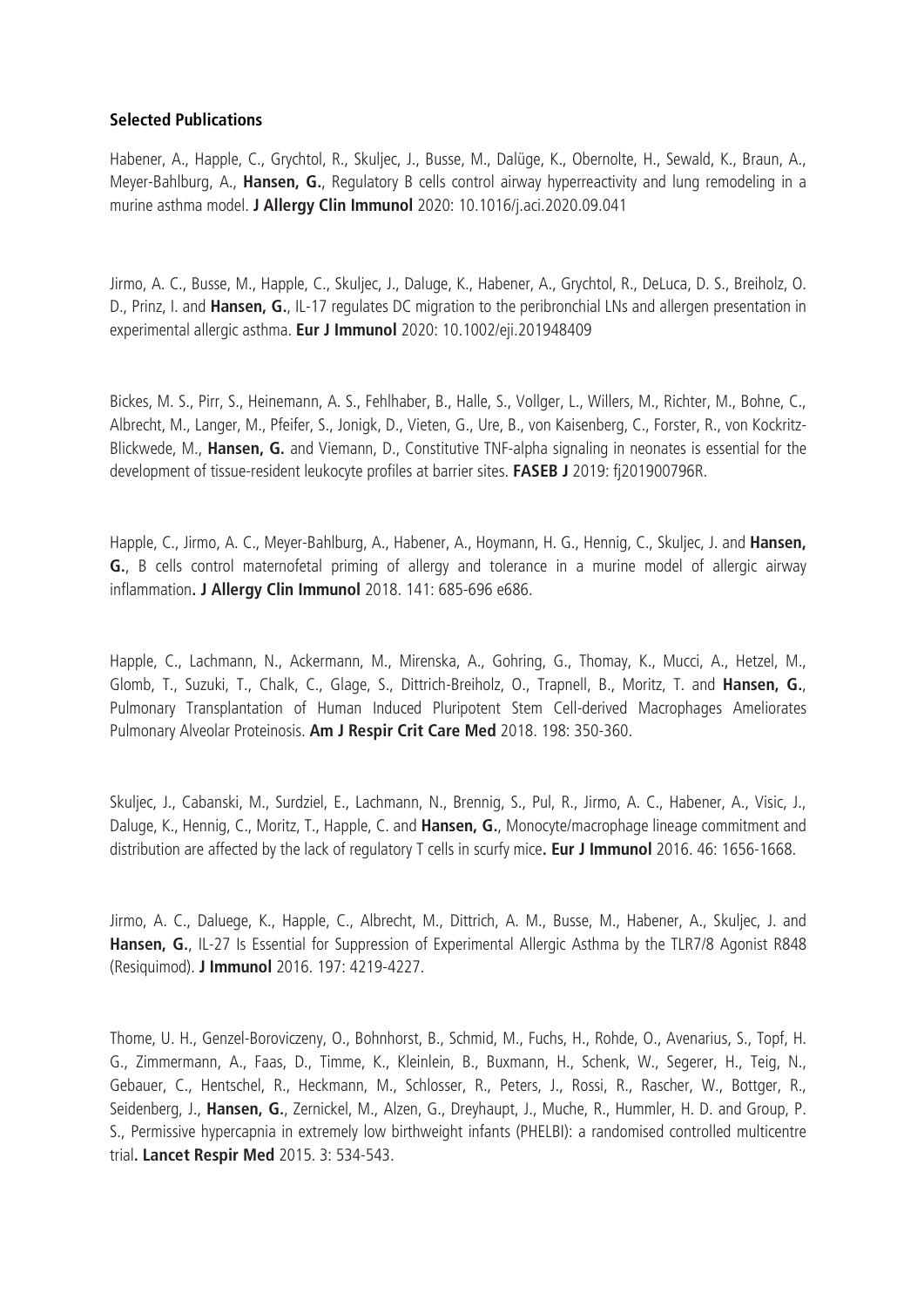**Selected Publications**

Habener, A., Happle, C., Grychtol, R., Skuljec, J., Busse, M., Dalüge, K., Obernolte, H., Sewald, K., Braun, A., Meyer-Bahlburg, A., **Hansen, G.**, Regulatory B cells control airway hyperreactivity and lung remodeling in a murine asthma model. **J Allergy Clin Immunol** 2020: 10.1016/j.aci.2020.09.041

Jirmo, A. C., Busse, M., Happle, C., Skuljec, J., Daluge, K., Habener, A., Grychtol, R., DeLuca, D. S., Breiholz, O. D., Prinz, I. and **Hansen, G.**, IL-17 regulates DC migration to the peribronchial LNs and allergen presentation in experimental allergic asthma. **Eur J Immunol** 2020: 10.1002/eji.201948409

Bickes, M. S., Pirr, S., Heinemann, A. S., Fehlhaber, B., Halle, S., Vollger, L., Willers, M., Richter, M., Bohne, C., Albrecht, M., Langer, M., Pfeifer, S., Jonigk, D., Vieten, G., Ure, B., von Kaisenberg, C., Forster, R., von Kockritz-Blickwede, M., **Hansen, G.** and Viemann, D., Constitutive TNF-alpha signaling in neonates is essential for the development of tissue-resident leukocyte profiles at barrier sites. **FASEB J** 2019: fj201900796R.

Happle, C., Jirmo, A. C., Meyer-Bahlburg, A., Habener, A., Hoymann, H. G., Hennig, C., Skuljec, J. and **Hansen, G.**, B cells control maternofetal priming of allergy and tolerance in a murine model of allergic airway inflammation**. J Allergy Clin Immunol** 2018. 141: 685-696 e686.

Happle, C., Lachmann, N., Ackermann, M., Mirenska, A., Gohring, G., Thomay, K., Mucci, A., Hetzel, M., Glomb, T., Suzuki, T., Chalk, C., Glage, S., Dittrich-Breiholz, O., Trapnell, B., Moritz, T. and **Hansen, G.**, Pulmonary Transplantation of Human Induced Pluripotent Stem Cell-derived Macrophages Ameliorates Pulmonary Alveolar Proteinosis. **Am J Respir Crit Care Med** 2018. 198: 350-360.

Skuljec, J., Cabanski, M., Surdziel, E., Lachmann, N., Brennig, S., Pul, R., Jirmo, A. C., Habener, A., Visic, J., Daluge, K., Hennig, C., Moritz, T., Happle, C. and **Hansen, G.**, Monocyte/macrophage lineage commitment and distribution are affected by the lack of regulatory T cells in scurfy mice**. Eur J Immunol** 2016. 46: 1656-1668.

Jirmo, A. C., Daluege, K., Happle, C., Albrecht, M., Dittrich, A. M., Busse, M., Habener, A., Skuljec, J. and **Hansen, G.**, IL-27 Is Essential for Suppression of Experimental Allergic Asthma by the TLR7/8 Agonist R848 (Resiquimod). **J Immunol** 2016. 197: 4219-4227.

Thome, U. H., Genzel-Boroviczeny, O., Bohnhorst, B., Schmid, M., Fuchs, H., Rohde, O., Avenarius, S., Topf, H. G., Zimmermann, A., Faas, D., Timme, K., Kleinlein, B., Buxmann, H., Schenk, W., Segerer, H., Teig, N., Gebauer, C., Hentschel, R., Heckmann, M., Schlosser, R., Peters, J., Rossi, R., Rascher, W., Bottger, R., Seidenberg, J., **Hansen, G.**, Zernickel, M., Alzen, G., Dreyhaupt, J., Muche, R., Hummler, H. D. and Group, P. S., Permissive hypercapnia in extremely low birthweight infants (PHELBI): a randomised controlled multicentre trial**. Lancet Respir Med** 2015. 3: 534-543.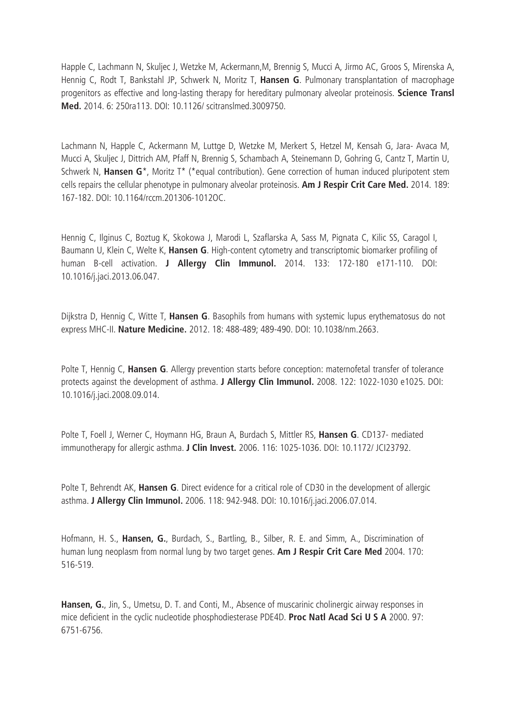Happle C, Lachmann N, Skuljec J, Wetzke M, Ackermann,M, Brennig S, Mucci A, Jirmo AC, Groos S, Mirenska A, Hennig C, Rodt T, Bankstahl JP, Schwerk N, Moritz T, **Hansen G**. Pulmonary transplantation of macrophage progenitors as effective and long-lasting therapy for hereditary pulmonary alveolar proteinosis. **Science Transl Med.** 2014. 6: 250ra113. DOI: 10.1126/ scitranslmed.3009750.

Lachmann N, Happle C, Ackermann M, Luttge D, Wetzke M, Merkert S, Hetzel M, Kensah G, Jara- Avaca M, Mucci A, Skuljec J, Dittrich AM, Pfaff N, Brennig S, Schambach A, Steinemann D, Gohring G, Cantz T, Martin U, Schwerk N, **Hansen G**\*, Moritz T\* (\*equal contribution). Gene correction of human induced pluripotent stem cells repairs the cellular phenotype in pulmonary alveolar proteinosis. **Am J Respir Crit Care Med.** 2014. 189: 167-182. DOI: 10.1164/rccm.201306-1012OC.

Hennig C, Ilginus C, Boztug K, Skokowa J, Marodi L, Szaflarska A, Sass M, Pignata C, Kilic SS, Caragol I, Baumann U, Klein C, Welte K, **Hansen G**. High-content cytometry and transcriptomic biomarker profiling of human B-cell activation. **J Allergy Clin Immunol.** 2014. 133: 172-180 e171-110. DOI: 10.1016/j.jaci.2013.06.047.

Dijkstra D, Hennig C, Witte T, **Hansen G**. Basophils from humans with systemic lupus erythematosus do not express MHC-II. **Nature Medicine.** 2012. 18: 488-489; 489-490. DOI: 10.1038/nm.2663.

Polte T, Hennig C, **Hansen G**. Allergy prevention starts before conception: maternofetal transfer of tolerance protects against the development of asthma. **J Allergy Clin Immunol.** 2008. 122: 1022-1030 e1025. DOI: 10.1016/j.jaci.2008.09.014.

Polte T, Foell J, Werner C, Hoymann HG, Braun A, Burdach S, Mittler RS, **Hansen G**. CD137- mediated immunotherapy for allergic asthma. **J Clin Invest.** 2006. 116: 1025-1036. DOI: 10.1172/ JCI23792.

Polte T, Behrendt AK, **Hansen G**. Direct evidence for a critical role of CD30 in the development of allergic asthma. **J Allergy Clin Immunol.** 2006. 118: 942-948. DOI: 10.1016/j.jaci.2006.07.014.

Hofmann, H. S., **Hansen, G.**, Burdach, S., Bartling, B., Silber, R. E. and Simm, A., Discrimination of human lung neoplasm from normal lung by two target genes. **Am J Respir Crit Care Med** 2004. 170: 516-519.

**Hansen, G.**, Jin, S., Umetsu, D. T. and Conti, M., Absence of muscarinic cholinergic airway responses in mice deficient in the cyclic nucleotide phosphodiesterase PDE4D. **Proc Natl Acad Sci U S A** 2000. 97: 6751-6756.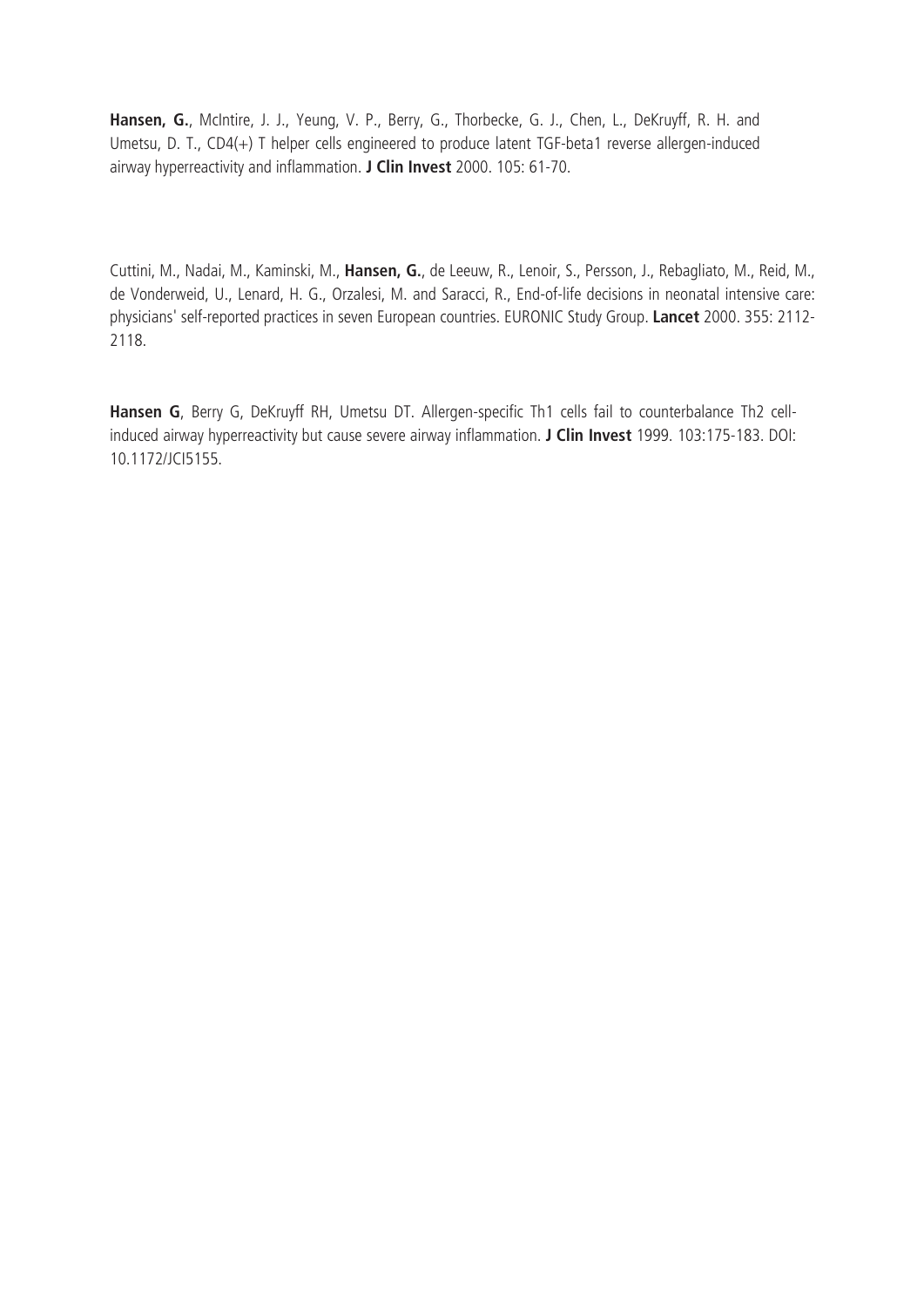**Hansen, G.**, McIntire, J. J., Yeung, V. P., Berry, G., Thorbecke, G. J., Chen, L., DeKruyff, R. H. and Umetsu, D. T., CD4(+) T helper cells engineered to produce latent TGF-beta1 reverse allergen-induced airway hyperreactivity and inflammation. **J Clin Invest** 2000. 105: 61-70.

Cuttini, M., Nadai, M., Kaminski, M., **Hansen, G.**, de Leeuw, R., Lenoir, S., Persson, J., Rebagliato, M., Reid, M., de Vonderweid, U., Lenard, H. G., Orzalesi, M. and Saracci, R., End-of-life decisions in neonatal intensive care: physicians' self-reported practices in seven European countries. EURONIC Study Group. **Lancet** 2000. 355: 2112-2118.

**Hansen G**, Berry G, DeKruyff RH, Umetsu DT. Allergen-specific Th1 cells fail to counterbalance Th2 cell-induced airway hyperreactivity but cause severe airway inflammation. **J Clin Invest** 1999. 103:175-183. DOI: 10.1172/JCI5155.